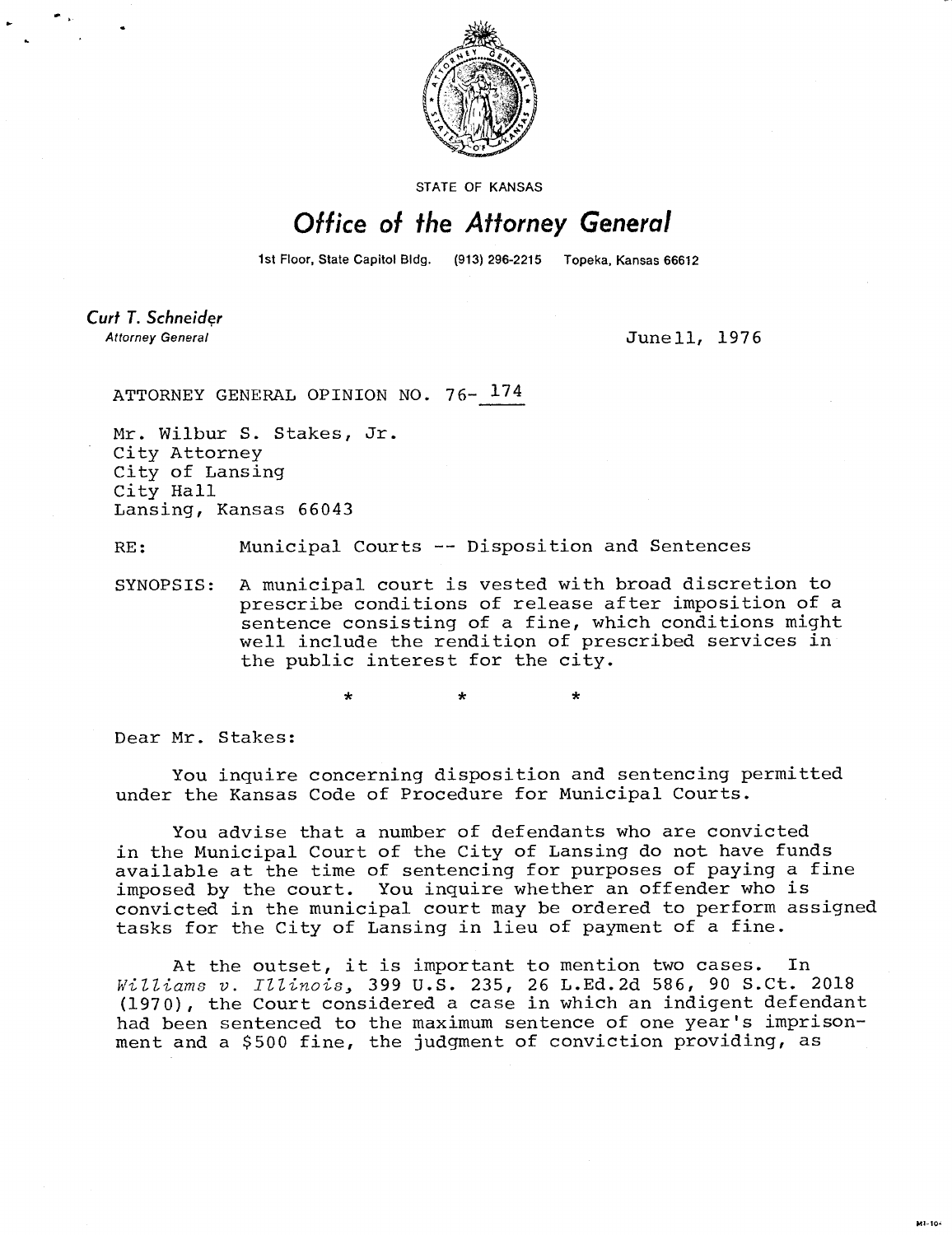STATE OF KANSAS

# Office of the Attorney General

1st Floor, State Capitol Bldg. (913) 296-2215 Topeka, Kansas 66612

**Curt T. Schneider**
*Attorney General*

June11, 1976

ATTORNEY GENERAL OPINION NO. 76- 174

Mr. Wilbur S. Stakes, Jr.
City Attorney
City of Lansing
City Hall
Lansing, Kansas 66043

RE: Municipal Courts -- Disposition and Sentences

SYNOPSIS: A municipal court is vested with broad discretion to prescribe conditions of release after imposition of a sentence consisting of a fine, which conditions might well include the rendition of prescribed services in the public interest for the city.

\* \* \*

Dear Mr. Stakes:

You inquire concerning disposition and sentencing permitted under the Kansas Code of Procedure for Municipal Courts.

You advise that a number of defendants who are convicted in the Municipal Court of the City of Lansing do not have funds available at the time of sentencing for purposes of paying a fine imposed by the court. You inquire whether an offender who is convicted in the municipal court may be ordered to perform assigned tasks for the City of Lansing in lieu of payment of a fine.

At the outset, it is important to mention two cases. In *Williams v. Illinois*, 399 U.S. 235, 26 L.Ed.2d 586, 90 S.Ct. 2018 (1970), the Court considered a case in which an indigent defendant had been sentenced to the maximum sentence of one year's imprisonment and a $500 fine, the judgment of conviction providing, as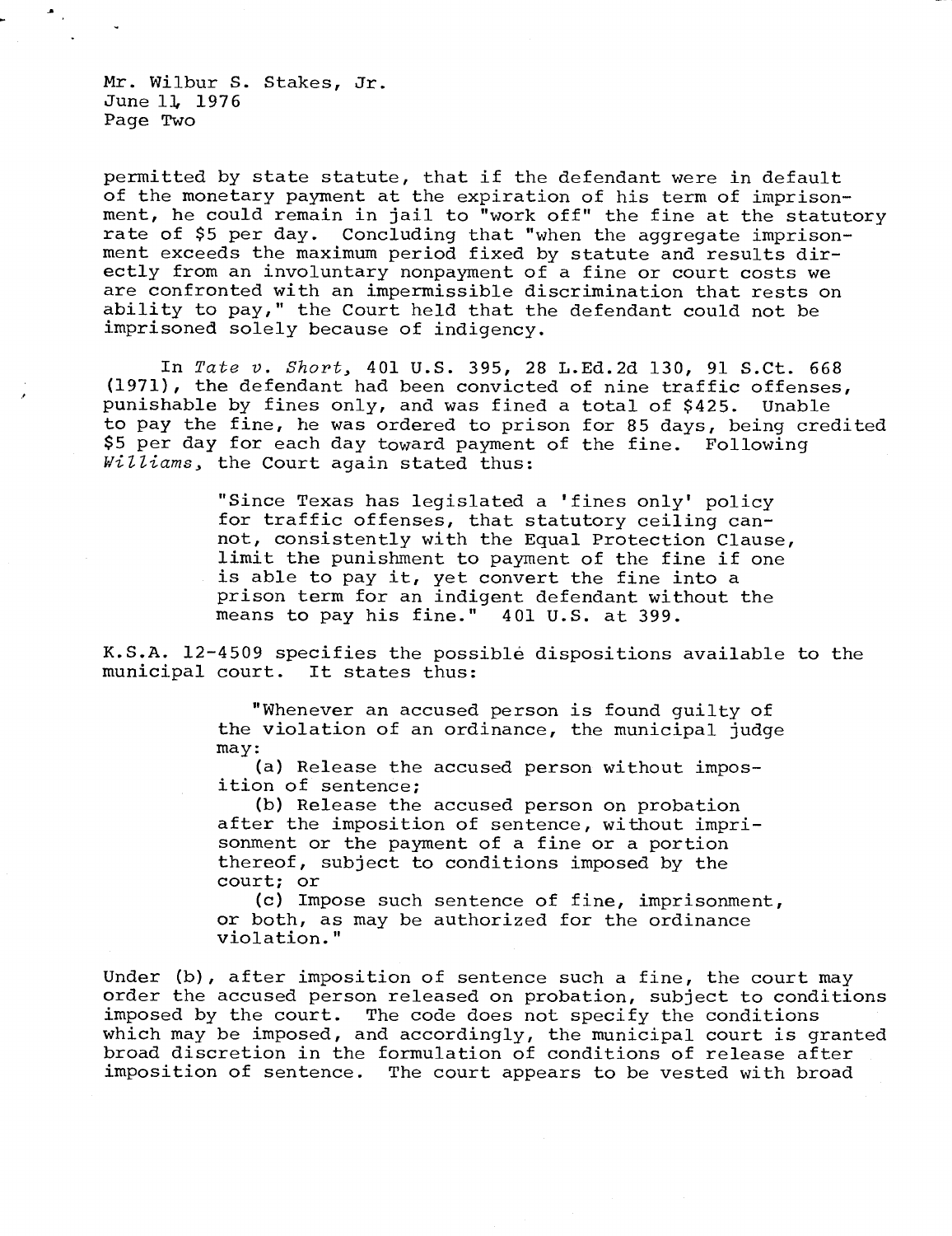permitted by state statute, that if the defendant were in default of the monetary payment at the expiration of his term of imprisonment, he could remain in jail to "work off" the fine at the statutory rate of $5 per day. Concluding that "when the aggregate imprisonment exceeds the maximum period fixed by statute and results directly from an involuntary nonpayment of a fine or court costs we are confronted with an impermissible discrimination that rests on ability to pay," the Court held that the defendant could not be imprisoned solely because of indigency.

In *Tate v. Short*, 401 U.S. 395, 28 L.Ed.2d 130, 91 S.Ct. 668 (1971), the defendant had been convicted of nine traffic offenses, punishable by fines only, and was fined a total of $425. Unable to pay the fine, he was ordered to prison for 85 days, being credited $5 per day for each day toward payment of the fine. Following *Williams*, the Court again stated thus:

> "Since Texas has legislated a 'fines only' policy for traffic offenses, that statutory ceiling cannot, consistently with the Equal Protection Clause, limit the punishment to payment of the fine if one is able to pay it, yet convert the fine into a prison term for an indigent defendant without the means to pay his fine." 401 U.S. at 399.

K.S.A. 12-4509 specifies the possible dispositions available to the municipal court. It states thus:

> "Whenever an accused person is found guilty of the violation of an ordinance, the municipal judge may:
>
> (a) Release the accused person without imposition of sentence;
>
> (b) Release the accused person on probation after the imposition of sentence, without imprisonment or the payment of a fine or a portion thereof, subject to conditions imposed by the court; or
>
> (c) Impose such sentence of fine, imprisonment, or both, as may be authorized for the ordinance violation."

Under (b), after imposition of sentence such a fine, the court may order the accused person released on probation, subject to conditions imposed by the court. The code does not specify the conditions which may be imposed, and accordingly, the municipal court is granted broad discretion in the formulation of conditions of release after imposition of sentence. The court appears to be vested with broad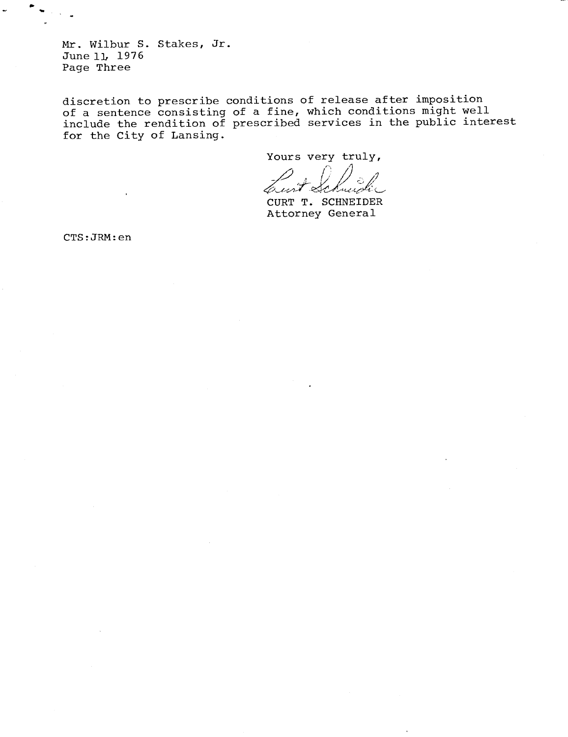Mr. Wilbur S. Stakes, Jr.
June 11, 1976
Page Three

discretion to prescribe conditions of release after imposition of a sentence consisting of a fine, which conditions might well include the rendition of prescribed services in the public interest for the City of Lansing.

Yours very truly,

CURT T. SCHNEIDER
Attorney General

CTS:JRM:en